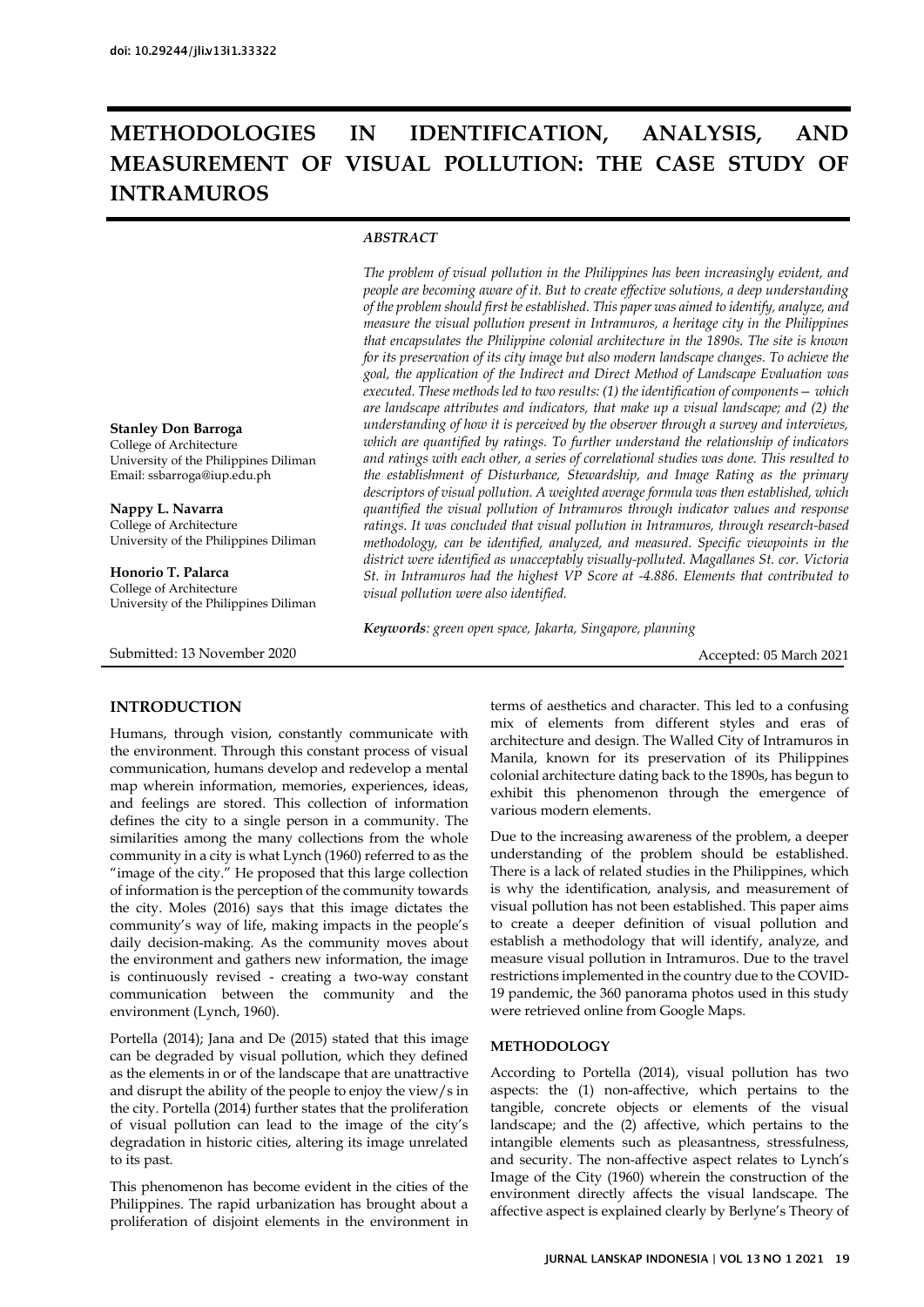doi: 10.29244/jli.v13i1.33322

# METHODOLOGIES IN IDENTIFICATION, ANALYSIS, AND MEASUREMENT OF VISUAL POLLUTION: THE CASE STUDY OF INTRAMUROS

**Stanley Don Barroga**
College of Architecture
University of the Philippines Diliman
Email: ssbarroga@iup.edu.ph

**Nappy L. Navarra**
College of Architecture
University of the Philippines Diliman

**Honorio T. Palarca**
College of Architecture
University of the Philippines Diliman

***ABSTRACT***

*The problem of visual pollution in the Philippines has been increasingly evident, and people are becoming aware of it. But to create effective solutions, a deep understanding of the problem should first be established. This paper was aimed to identify, analyze, and measure the visual pollution present in Intramuros, a heritage city in the Philippines that encapsulates the Philippine colonial architecture in the 1890s. The site is known for its preservation of its city image but also modern landscape changes. To achieve the goal, the application of the Indirect and Direct Method of Landscape Evaluation was executed. These methods led to two results: (1) the identification of components— which are landscape attributes and indicators, that make up a visual landscape; and (2) the understanding of how it is perceived by the observer through a survey and interviews, which are quantified by ratings. To further understand the relationship of indicators and ratings with each other, a series of correlational studies was done. This resulted to the establishment of Disturbance, Stewardship, and Image Rating as the primary descriptors of visual pollution. A weighted average formula was then established, which quantified the visual pollution of Intramuros through indicator values and response ratings. It was concluded that visual pollution in Intramuros, through research-based methodology, can be identified, analyzed, and measured. Specific viewpoints in the district were identified as unacceptably visually-polluted. Magallanes St. cor. Victoria St. in Intramuros had the highest VP Score at -4.886. Elements that contributed to visual pollution were also identified.*

***Keywords**: green open space, Jakarta, Singapore, planning*

Submitted: 13 November 2020

Accepted: 05 March 2021

## INTRODUCTION

Humans, through vision, constantly communicate with the environment. Through this constant process of visual communication, humans develop and redevelop a mental map wherein information, memories, experiences, ideas, and feelings are stored. This collection of information defines the city to a single person in a community. The similarities among the many collections from the whole community in a city is what Lynch (1960) referred to as the "image of the city." He proposed that this large collection of information is the perception of the community towards the city. Moles (2016) says that this image dictates the community's way of life, making impacts in the people's daily decision-making. As the community moves about the environment and gathers new information, the image is continuously revised - creating a two-way constant communication between the community and the environment (Lynch, 1960).

Portella (2014); Jana and De (2015) stated that this image can be degraded by visual pollution, which they defined as the elements in or of the landscape that are unattractive and disrupt the ability of the people to enjoy the view/s in the city. Portella (2014) further states that the proliferation of visual pollution can lead to the image of the city's degradation in historic cities, altering its image unrelated to its past.

This phenomenon has become evident in the cities of the Philippines. The rapid urbanization has brought about a proliferation of disjoint elements in the environment in terms of aesthetics and character. This led to a confusing mix of elements from different styles and eras of architecture and design. The Walled City of Intramuros in Manila, known for its preservation of its Philippines colonial architecture dating back to the 1890s, has begun to exhibit this phenomenon through the emergence of various modern elements.

Due to the increasing awareness of the problem, a deeper understanding of the problem should be established. There is a lack of related studies in the Philippines, which is why the identification, analysis, and measurement of visual pollution has not been established. This paper aims to create a deeper definition of visual pollution and establish a methodology that will identify, analyze, and measure visual pollution in Intramuros. Due to the travel restrictions implemented in the country due to the COVID-19 pandemic, the 360 panorama photos used in this study were retrieved online from Google Maps.

## METHODOLOGY

According to Portella (2014), visual pollution has two aspects: the (1) non-affective, which pertains to the tangible, concrete objects or elements of the visual landscape; and the (2) affective, which pertains to the intangible elements such as pleasantness, stressfulness, and security. The non-affective aspect relates to Lynch's Image of the City (1960) wherein the construction of the environment directly affects the visual landscape. The affective aspect is explained clearly by Berlyne's Theory of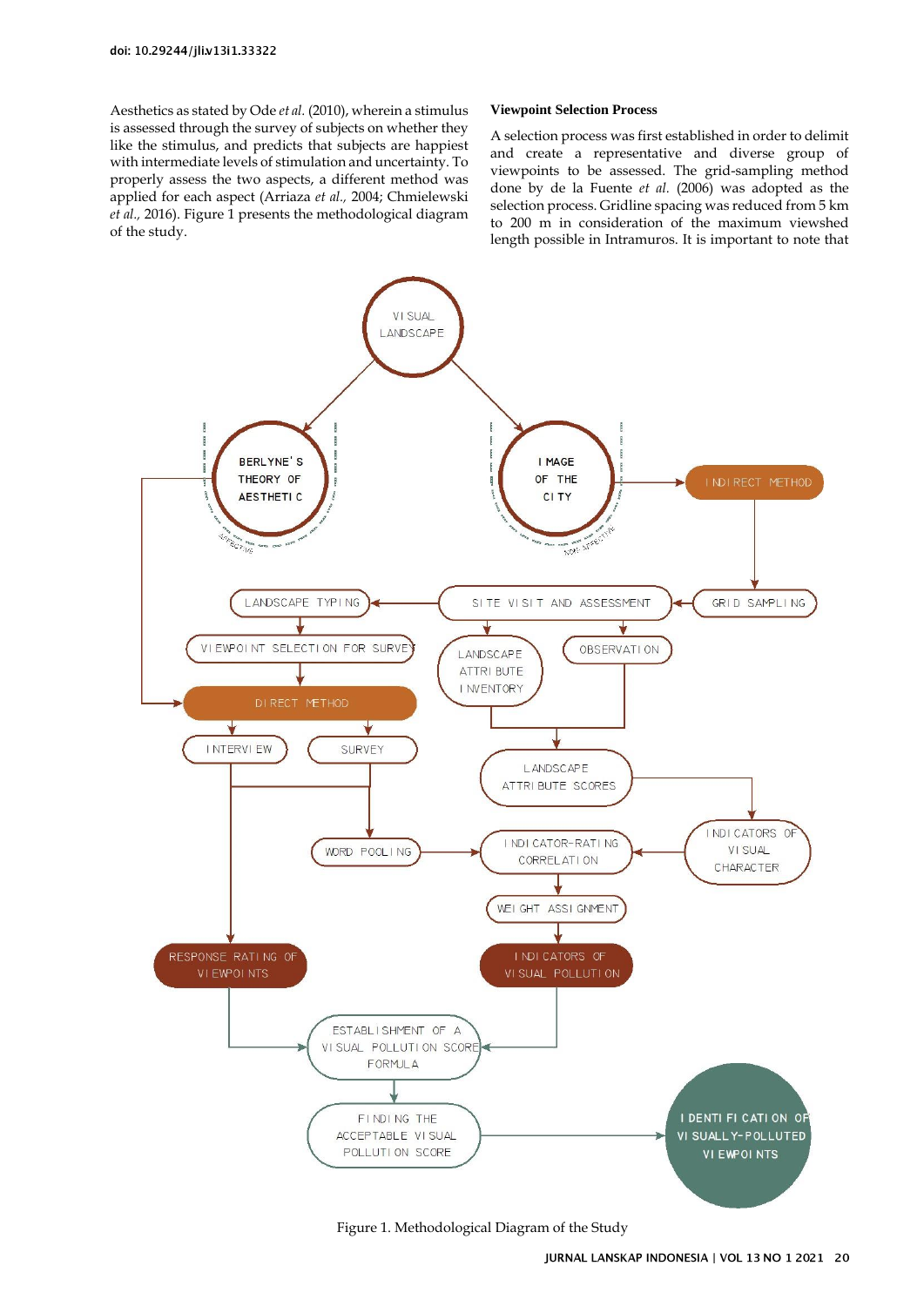Aesthetics as stated by Ode *et al.* (2010), wherein a stimulus is assessed through the survey of subjects on whether they like the stimulus, and predicts that subjects are happiest with intermediate levels of stimulation and uncertainty. To properly assess the two aspects, a different method was applied for each aspect (Arriaza *et al.,* 2004; Chmielewski *et al.,* 2016). Figure 1 presents the methodological diagram of the study.

### Viewpoint Selection Process

A selection process was first established in order to delimit and create a representative and diverse group of viewpoints to be assessed. The grid-sampling method done by de la Fuente *et al.* (2006) was adopted as the selection process. Gridline spacing was reduced from 5 km to 200 m in consideration of the maximum viewshed length possible in Intramuros. It is important to note that

Figure 1. Methodological Diagram of the Study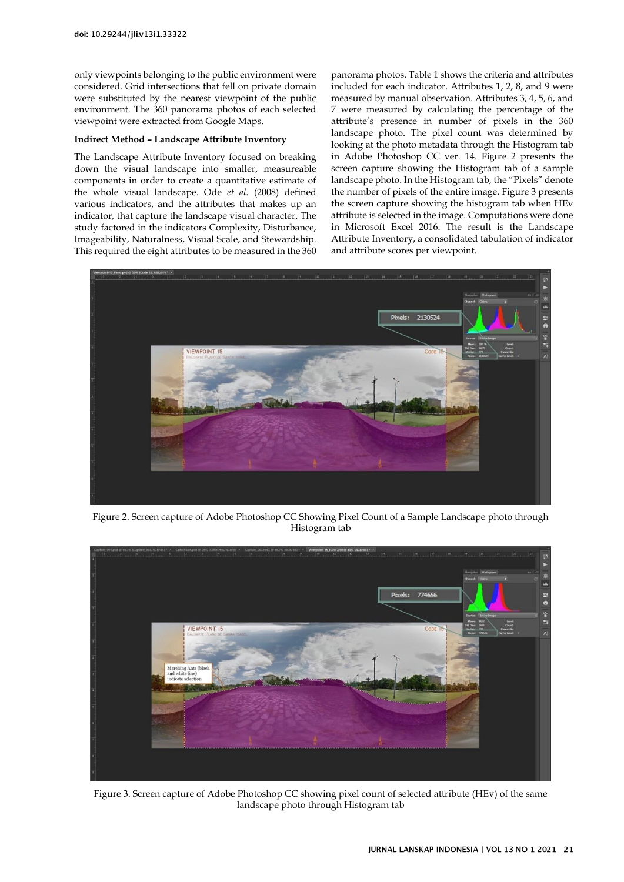only viewpoints belonging to the public environment were considered. Grid intersections that fell on private domain were substituted by the nearest viewpoint of the public environment. The 360 panorama photos of each selected viewpoint were extracted from Google Maps.

**Indirect Method – Landscape Attribute Inventory**

The Landscape Attribute Inventory focused on breaking down the visual landscape into smaller, measureable components in order to create a quantitative estimate of the whole visual landscape. Ode *et al.* (2008) defined various indicators, and the attributes that makes up an indicator, that capture the landscape visual character. The study factored in the indicators Complexity, Disturbance, Imageability, Naturalness, Visual Scale, and Stewardship. This required the eight attributes to be measured in the 360 panorama photos. Table 1 shows the criteria and attributes included for each indicator. Attributes 1, 2, 8, and 9 were measured by manual observation. Attributes 3, 4, 5, 6, and 7 were measured by calculating the percentage of the attribute's presence in number of pixels in the 360 landscape photo. The pixel count was determined by looking at the photo metadata through the Histogram tab in Adobe Photoshop CC ver. 14. Figure 2 presents the screen capture showing the Histogram tab of a sample landscape photo. In the Histogram tab, the "Pixels" denote the number of pixels of the entire image. Figure 3 presents the screen capture showing the histogram tab when HEv attribute is selected in the image. Computations were done in Microsoft Excel 2016. The result is the Landscape Attribute Inventory, a consolidated tabulation of indicator and attribute scores per viewpoint.

Figure 2. Screen capture of Adobe Photoshop CC Showing Pixel Count of a Sample Landscape photo through Histogram tab

Figure 3. Screen capture of Adobe Photoshop CC showing pixel count of selected attribute (HEv) of the same landscape photo through Histogram tab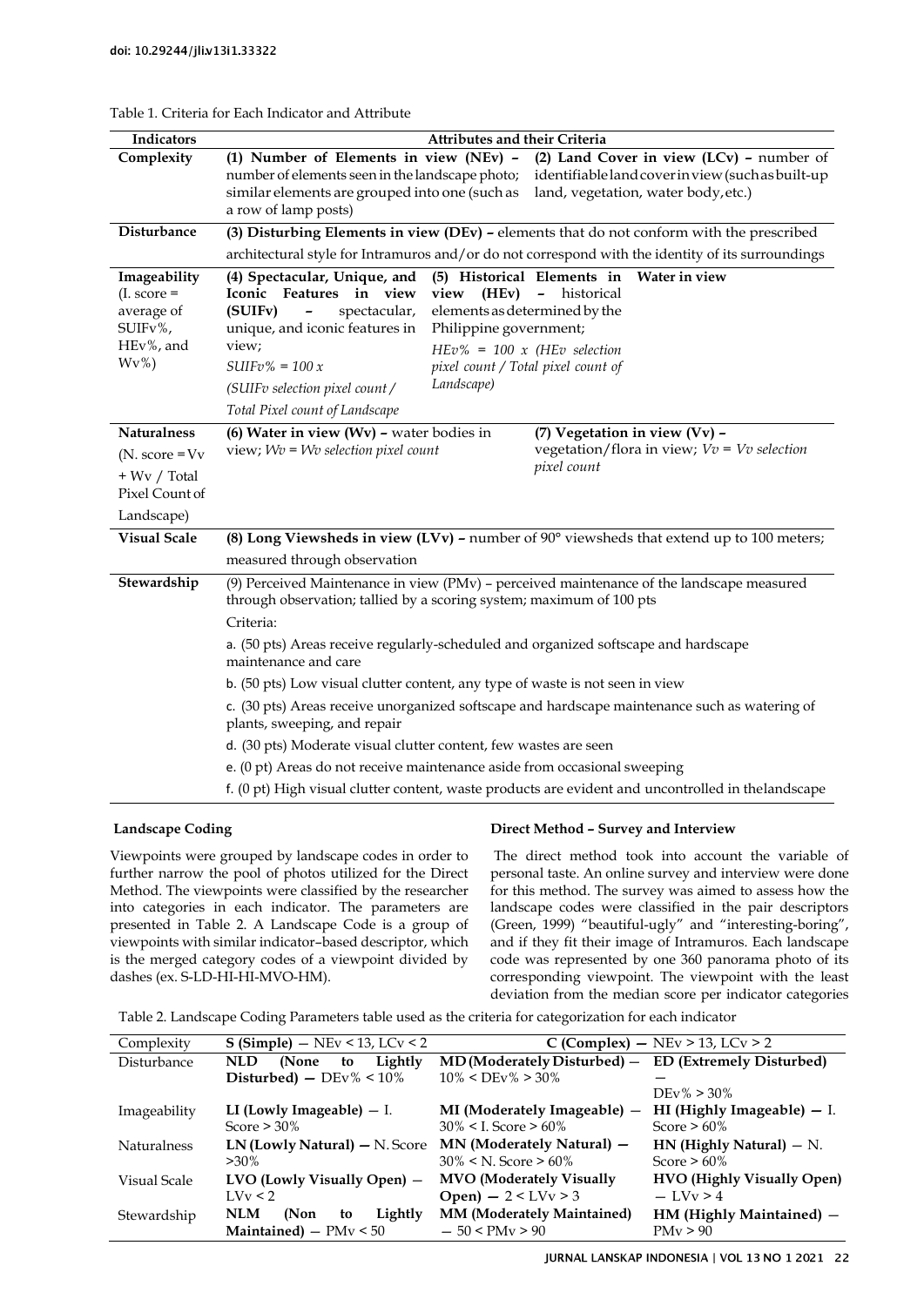doi: 10.29244/jli.v13i1.33322

Table 1. Criteria for Each Indicator and Attribute

| Indicators | Attributes and their Criteria | | |
|---|---|---|---|
| Complexity | **(1) Number of Elements in view (NEv) –** number of elements seen in the landscape photo; similar elements are grouped into one (such as a row of lamp posts) | **(2) Land Cover in view (LCv) –** number of identifiable land cover in view (such as built-up land, vegetation, water body, etc.) | |
| Disturbance | **(3) Disturbing Elements in view (DEv) –** elements that do not conform with the prescribed architectural style for Intramuros and/or do not correspond with the identity of its surroundings | | |
| Imageability (I. score = average of SUIFv%, HEv%, and Wv%) | **(4) Spectacular, Unique, and Iconic Features in view (SUIFv) –** spectacular, unique, and iconic features in view; *SUIFv% = 100 x (SUIFv selection pixel count / Total Pixel count of Landscape* | **(5) Historical Elements in view (HEv) –** historical elements as determined by the Philippine government; *HEv% = 100 x (HEv selection pixel count / Total pixel count of Landscape)* | **Water in view** |
| Naturalness (N. score = Vv + Wv / Total Pixel Count of Landscape) | **(6) Water in view (Wv) –** water bodies in view; *Wv = Wv selection pixel count* | **(7) Vegetation in view (Vv) –** vegetation/flora in view; *Vv = Vv selection pixel count* | |
| Visual Scale | **(8) Long Viewsheds in view (LVv) –** number of 90° viewsheds that extend up to 100 meters; measured through observation | | |
| Stewardship | (9) Perceived Maintenance in view (PMv) – perceived maintenance of the landscape measured through observation; tallied by a scoring system; maximum of 100 pts<br>Criteria:<br>a. (50 pts) Areas receive regularly-scheduled and organized softscape and hardscape maintenance and care<br>b. (50 pts) Low visual clutter content, any type of waste is not seen in view<br>c. (30 pts) Areas receive unorganized softscape and hardscape maintenance such as watering of plants, sweeping, and repair<br>d. (30 pts) Moderate visual clutter content, few wastes are seen<br>e. (0 pt) Areas do not receive maintenance aside from occasional sweeping<br>f. (0 pt) High visual clutter content, waste products are evident and uncontrolled in the landscape | | |

**Landscape Coding**

Viewpoints were grouped by landscape codes in order to further narrow the pool of photos utilized for the Direct Method. The viewpoints were classified by the researcher into categories in each indicator. The parameters are presented in Table 2. A Landscape Code is a group of viewpoints with similar indicator–based descriptor, which is the merged category codes of a viewpoint divided by dashes (ex. S-LD-HI-HI-MVO-HM).

**Direct Method – Survey and Interview**

The direct method took into account the variable of personal taste. An online survey and interview were done for this method. The survey was aimed to assess how the landscape codes were classified in the pair descriptors (Green, 1999) "beautiful-ugly" and "interesting-boring", and if they fit their image of Intramuros. Each landscape code was represented by one 360 panorama photo of its corresponding viewpoint. The viewpoint with the least deviation from the median score per indicator categories

Table 2. Landscape Coding Parameters table used as the criteria for categorization for each indicator

| Complexity | **S (Simple)** — NEv < 13, LCv < 2 | **C (Complex) —** NEv > 13, LCv > 2 | |
|---|---|---|---|
| Disturbance | **NLD (None to Lightly Disturbed) —** DEv% < 10% | **MD (Moderately Disturbed) —** 10% < DEv% > 30% | **ED (Extremely Disturbed) —** DEv% > 30% |
| Imageability | **LI (Lowly Imageable)** — I. Score > 30% | **MI (Moderately Imageable)** — 30% < I. Score > 60% | **HI (Highly Imageable) —** I. Score > 60% |
| Naturalness | **LN (Lowly Natural) —** N. Score >30% | **MN (Moderately Natural) —** 30% < N. Score > 60% | **HN (Highly Natural)** — N. Score > 60% |
| Visual Scale | **LVO (Lowly Visually Open)** — LVv < 2 | **MVO (Moderately Visually Open) —** 2 < LVv > 3 | **HVO (Highly Visually Open)** — LVv > 4 |
| Stewardship | **NLM (Non to Lightly Maintained)** — PMv < 50 | **MM (Moderately Maintained)** — 50 < PMv > 90 | **HM (Highly Maintained)** — PMv > 90 |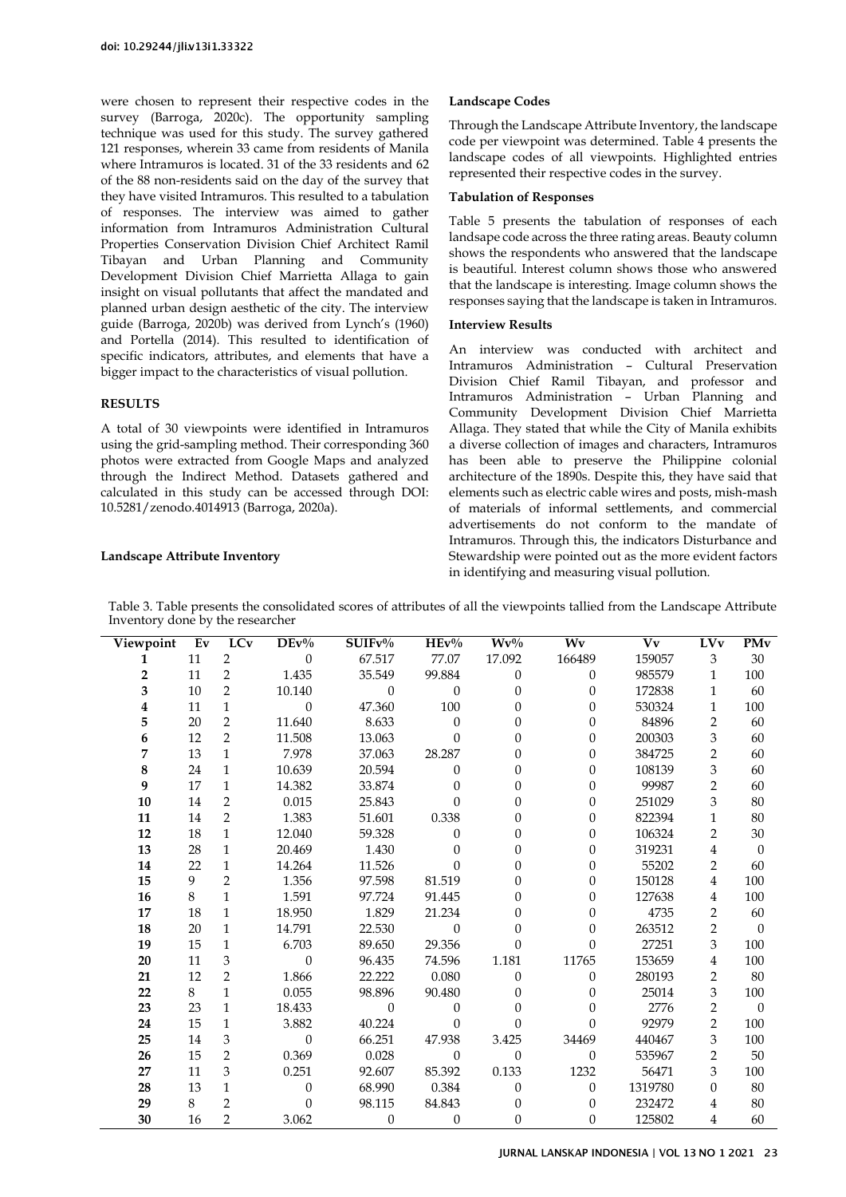were chosen to represent their respective codes in the survey (Barroga, 2020c). The opportunity sampling technique was used for this study. The survey gathered 121 responses, wherein 33 came from residents of Manila where Intramuros is located. 31 of the 33 residents and 62 of the 88 non-residents said on the day of the survey that they have visited Intramuros. This resulted to a tabulation of responses. The interview was aimed to gather information from Intramuros Administration Cultural Properties Conservation Division Chief Architect Ramil Tibayan and Urban Planning and Community Development Division Chief Marrietta Allaga to gain insight on visual pollutants that affect the mandated and planned urban design aesthetic of the city. The interview guide (Barroga, 2020b) was derived from Lynch's (1960) and Portella (2014). This resulted to identification of specific indicators, attributes, and elements that have a bigger impact to the characteristics of visual pollution.

## RESULTS

A total of 30 viewpoints were identified in Intramuros using the grid-sampling method. Their corresponding 360 photos were extracted from Google Maps and analyzed through the Indirect Method. Datasets gathered and calculated in this study can be accessed through DOI: 10.5281/zenodo.4014913 (Barroga, 2020a).

### Landscape Attribute Inventory

### Landscape Codes

Through the Landscape Attribute Inventory, the landscape code per viewpoint was determined. Table 4 presents the landscape codes of all viewpoints. Highlighted entries represented their respective codes in the survey.

### Tabulation of Responses

Table 5 presents the tabulation of responses of each landsape code across the three rating areas. Beauty column shows the respondents who answered that the landscape is beautiful. Interest column shows those who answered that the landscape is interesting. Image column shows the responses saying that the landscape is taken in Intramuros.

### Interview Results

An interview was conducted with architect and Intramuros Administration – Cultural Preservation Division Chief Ramil Tibayan, and professor and Intramuros Administration – Urban Planning and Community Development Division Chief Marrietta Allaga. They stated that while the City of Manila exhibits a diverse collection of images and characters, Intramuros has been able to preserve the Philippine colonial architecture of the 1890s. Despite this, they have said that elements such as electric cable wires and posts, mish-mash of materials of informal settlements, and commercial advertisements do not conform to the mandate of Intramuros. Through this, the indicators Disturbance and Stewardship were pointed out as the more evident factors in identifying and measuring visual pollution.

Table 3. Table presents the consolidated scores of attributes of all the viewpoints tallied from the Landscape Attribute Inventory done by the researcher

| Viewpoint | Ev | LCv | DEv% | SUIFv% | HEv% | Wv% | Wv | Vv | LVv | PMv |
|---|---|---|---|---|---|---|---|---|---|---|
| 1 | 11 | 2 | 0 | 67.517 | 77.07 | 17.092 | 166489 | 159057 | 3 | 30 |
| 2 | 11 | 2 | 1.435 | 35.549 | 99.884 | 0 | 0 | 985579 | 1 | 100 |
| 3 | 10 | 2 | 10.140 | 0 | 0 | 0 | 0 | 172838 | 1 | 60 |
| 4 | 11 | 1 | 0 | 47.360 | 100 | 0 | 0 | 530324 | 1 | 100 |
| 5 | 20 | 2 | 11.640 | 8.633 | 0 | 0 | 0 | 84896 | 2 | 60 |
| 6 | 12 | 2 | 11.508 | 13.063 | 0 | 0 | 0 | 200303 | 3 | 60 |
| 7 | 13 | 1 | 7.978 | 37.063 | 28.287 | 0 | 0 | 384725 | 2 | 60 |
| 8 | 24 | 1 | 10.639 | 20.594 | 0 | 0 | 0 | 108139 | 3 | 60 |
| 9 | 17 | 1 | 14.382 | 33.874 | 0 | 0 | 0 | 99987 | 2 | 60 |
| 10 | 14 | 2 | 0.015 | 25.843 | 0 | 0 | 0 | 251029 | 3 | 80 |
| 11 | 14 | 2 | 1.383 | 51.601 | 0.338 | 0 | 0 | 822394 | 1 | 80 |
| 12 | 18 | 1 | 12.040 | 59.328 | 0 | 0 | 0 | 106324 | 2 | 30 |
| 13 | 28 | 1 | 20.469 | 1.430 | 0 | 0 | 0 | 319231 | 4 | 0 |
| 14 | 22 | 1 | 14.264 | 11.526 | 0 | 0 | 0 | 55202 | 2 | 60 |
| 15 | 9 | 2 | 1.356 | 97.598 | 81.519 | 0 | 0 | 150128 | 4 | 100 |
| 16 | 8 | 1 | 1.591 | 97.724 | 91.445 | 0 | 0 | 127638 | 4 | 100 |
| 17 | 18 | 1 | 18.950 | 1.829 | 21.234 | 0 | 0 | 4735 | 2 | 60 |
| 18 | 20 | 1 | 14.791 | 22.530 | 0 | 0 | 0 | 263512 | 2 | 0 |
| 19 | 15 | 1 | 6.703 | 89.650 | 29.356 | 0 | 0 | 27251 | 3 | 100 |
| 20 | 11 | 3 | 0 | 96.435 | 74.596 | 1.181 | 11765 | 153659 | 4 | 100 |
| 21 | 12 | 2 | 1.866 | 22.222 | 0.080 | 0 | 0 | 280193 | 2 | 80 |
| 22 | 8 | 1 | 0.055 | 98.896 | 90.480 | 0 | 0 | 25014 | 3 | 100 |
| 23 | 23 | 1 | 18.433 | 0 | 0 | 0 | 0 | 2776 | 2 | 0 |
| 24 | 15 | 1 | 3.882 | 40.224 | 0 | 0 | 0 | 92979 | 2 | 100 |
| 25 | 14 | 3 | 0 | 66.251 | 47.938 | 3.425 | 34469 | 440467 | 3 | 100 |
| 26 | 15 | 2 | 0.369 | 0.028 | 0 | 0 | 0 | 535967 | 2 | 50 |
| 27 | 11 | 3 | 0.251 | 92.607 | 85.392 | 0.133 | 1232 | 56471 | 3 | 100 |
| 28 | 13 | 1 | 0 | 68.990 | 0.384 | 0 | 0 | 1319780 | 0 | 80 |
| 29 | 8 | 2 | 0 | 98.115 | 84.843 | 0 | 0 | 232472 | 4 | 80 |
| 30 | 16 | 2 | 3.062 | 0 | 0 | 0 | 0 | 125802 | 4 | 60 |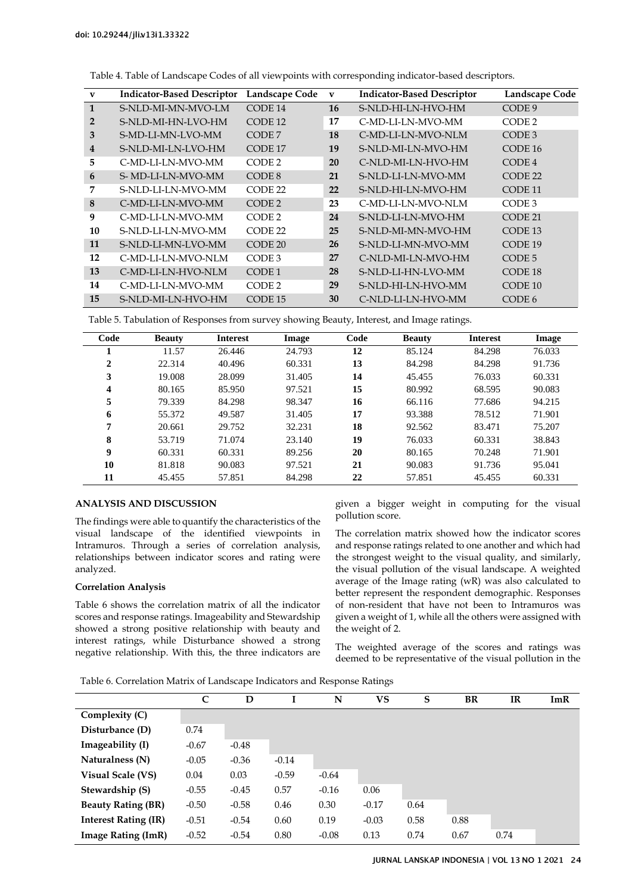Table 4. Table of Landscape Codes of all viewpoints with corresponding indicator-based descriptors.

| v | Indicator-Based Descriptor | Landscape Code | v | Indicator-Based Descriptor | Landscape Code |
|---|---|---|---|---|---|
| 1 | S-NLD-MI-MN-MVO-LM | CODE 14 | 16 | S-NLD-HI-LN-HVO-HM | CODE 9 |
| 2 | S-NLD-MI-HN-LVO-HM | CODE 12 | 17 | C-MD-LI-LN-MVO-MM | CODE 2 |
| 3 | S-MD-LI-MN-LVO-MM | CODE 7 | 18 | C-MD-LI-LN-MVO-NLM | CODE 3 |
| 4 | S-NLD-MI-LN-LVO-HM | CODE 17 | 19 | S-NLD-MI-LN-MVO-HM | CODE 16 |
| 5 | C-MD-LI-LN-MVO-MM | CODE 2 | 20 | C-NLD-MI-LN-HVO-HM | CODE 4 |
| 6 | S- MD-LI-LN-MVO-MM | CODE 8 | 21 | S-NLD-LI-LN-MVO-MM | CODE 22 |
| 7 | S-NLD-LI-LN-MVO-MM | CODE 22 | 22 | S-NLD-HI-LN-MVO-HM | CODE 11 |
| 8 | C-MD-LI-LN-MVO-MM | CODE 2 | 23 | C-MD-LI-LN-MVO-NLM | CODE 3 |
| 9 | C-MD-LI-LN-MVO-MM | CODE 2 | 24 | S-NLD-LI-LN-MVO-HM | CODE 21 |
| 10 | S-NLD-LI-LN-MVO-MM | CODE 22 | 25 | S-NLD-MI-MN-MVO-HM | CODE 13 |
| 11 | S-NLD-LI-MN-LVO-MM | CODE 20 | 26 | S-NLD-LI-MN-MVO-MM | CODE 19 |
| 12 | C-MD-LI-LN-MVO-NLM | CODE 3 | 27 | C-NLD-MI-LN-MVO-HM | CODE 5 |
| 13 | C-MD-LI-LN-HVO-NLM | CODE 1 | 28 | S-NLD-LI-HN-LVO-MM | CODE 18 |
| 14 | C-MD-LI-LN-MVO-MM | CODE 2 | 29 | S-NLD-HI-LN-HVO-MM | CODE 10 |
| 15 | S-NLD-MI-LN-HVO-HM | CODE 15 | 30 | C-NLD-LI-LN-HVO-MM | CODE 6 |

Table 5. Tabulation of Responses from survey showing Beauty, Interest, and Image ratings.

| Code | Beauty | Interest | Image | Code | Beauty | Interest | Image |
|---|---|---|---|---|---|---|---|
| 1 | 11.57 | 26.446 | 24.793 | 12 | 85.124 | 84.298 | 76.033 |
| 2 | 22.314 | 40.496 | 60.331 | 13 | 84.298 | 84.298 | 91.736 |
| 3 | 19.008 | 28.099 | 31.405 | 14 | 45.455 | 76.033 | 60.331 |
| 4 | 80.165 | 85.950 | 97.521 | 15 | 80.992 | 68.595 | 90.083 |
| 5 | 79.339 | 84.298 | 98.347 | 16 | 66.116 | 77.686 | 94.215 |
| 6 | 55.372 | 49.587 | 31.405 | 17 | 93.388 | 78.512 | 71.901 |
| 7 | 20.661 | 29.752 | 32.231 | 18 | 92.562 | 83.471 | 75.207 |
| 8 | 53.719 | 71.074 | 23.140 | 19 | 76.033 | 60.331 | 38.843 |
| 9 | 60.331 | 60.331 | 89.256 | 20 | 80.165 | 70.248 | 71.901 |
| 10 | 81.818 | 90.083 | 97.521 | 21 | 90.083 | 91.736 | 95.041 |
| 11 | 45.455 | 57.851 | 84.298 | 22 | 57.851 | 45.455 | 60.331 |

## ANALYSIS AND DISCUSSION

The findings were able to quantify the characteristics of the visual landscape of the identified viewpoints in Intramuros. Through a series of correlation analysis, relationships between indicator scores and rating were analyzed.

### Correlation Analysis

Table 6 shows the correlation matrix of all the indicator scores and response ratings. Imageability and Stewardship showed a strong positive relationship with beauty and interest ratings, while Disturbance showed a strong negative relationship. With this, the three indicators are given a bigger weight in computing for the visual pollution score.

The correlation matrix showed how the indicator scores and response ratings related to one another and which had the strongest weight to the visual quality, and similarly, the visual pollution of the visual landscape. A weighted average of the Image rating (wR) was also calculated to better represent the respondent demographic. Responses of non-resident that have not been to Intramuros was given a weight of 1, while all the others were assigned with the weight of 2.

The weighted average of the scores and ratings was deemed to be representative of the visual pollution in the

Table 6. Correlation Matrix of Landscape Indicators and Response Ratings

| | C | D | I | N | VS | S | BR | IR | ImR |
|---|---|---|---|---|---|---|---|---|---|
| **Complexity (C)** | | | | | | | | | |
| **Disturbance (D)** | 0.74 | | | | | | | | |
| **Imageability (I)** | -0.67 | -0.48 | | | | | | | |
| **Naturalness (N)** | -0.05 | -0.36 | -0.14 | | | | | | |
| **Visual Scale (VS)** | 0.04 | 0.03 | -0.59 | -0.64 | | | | | |
| **Stewardship (S)** | -0.55 | -0.45 | 0.57 | -0.16 | 0.06 | | | | |
| **Beauty Rating (BR)** | -0.50 | -0.58 | 0.46 | 0.30 | -0.17 | 0.64 | | | |
| **Interest Rating (IR)** | -0.51 | -0.54 | 0.60 | 0.19 | -0.03 | 0.58 | 0.88 | | |
| **Image Rating (ImR)** | -0.52 | -0.54 | 0.80 | -0.08 | 0.13 | 0.74 | 0.67 | 0.74 | |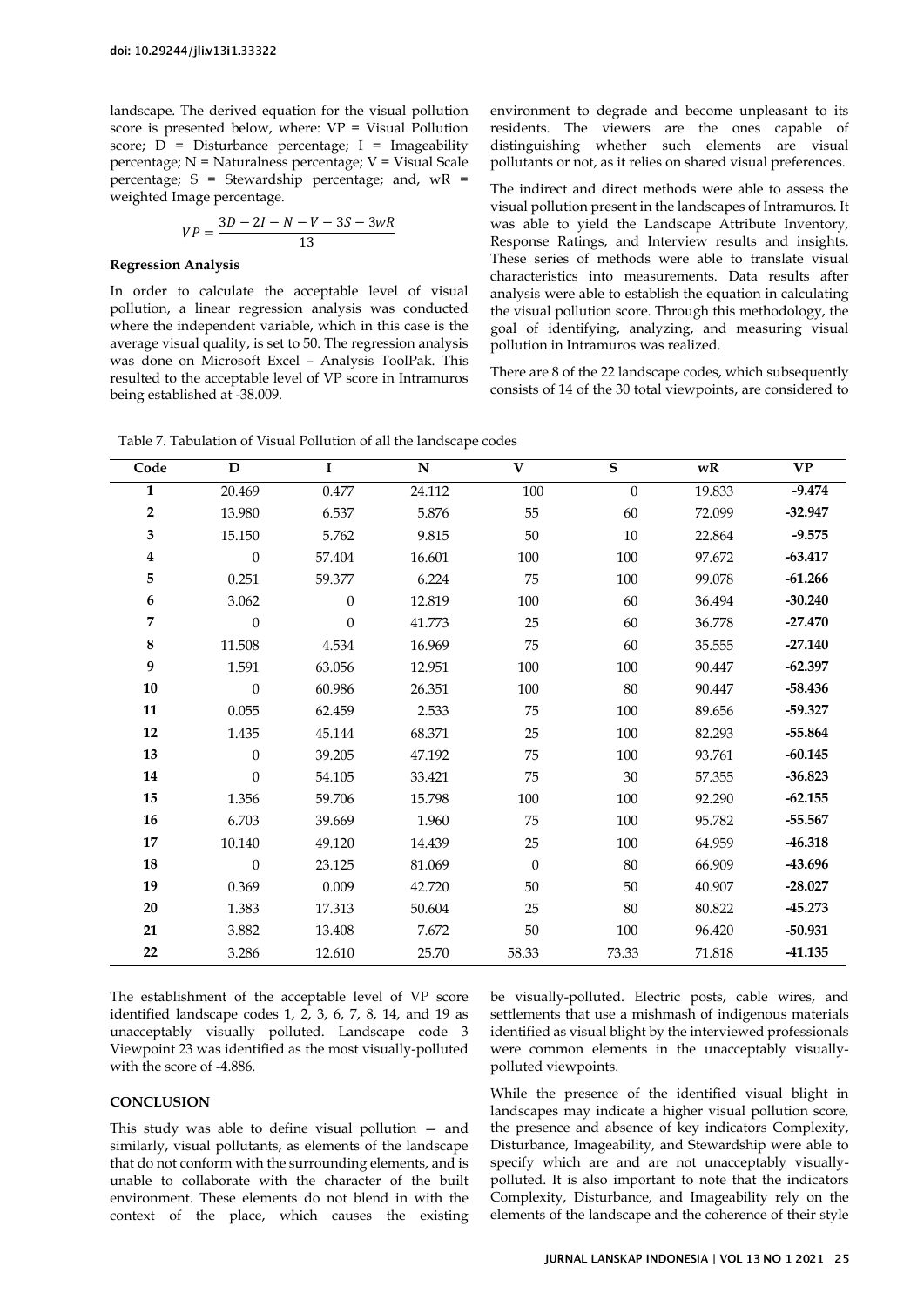landscape. The derived equation for the visual pollution score is presented below, where: VP = Visual Pollution score; D = Disturbance percentage; I = Imageability percentage; N = Naturalness percentage; V = Visual Scale percentage; S = Stewardship percentage; and, wR = weighted Image percentage.

$$VP = \frac{3D - 2I - N - V - 3S - 3wR}{13}$$

**Regression Analysis**

In order to calculate the acceptable level of visual pollution, a linear regression analysis was conducted where the independent variable, which in this case is the average visual quality, is set to 50. The regression analysis was done on Microsoft Excel – Analysis ToolPak. This resulted to the acceptable level of VP score in Intramuros being established at -38.009.

The establishment of the acceptable level of VP score identified landscape codes 1, 2, 3, 6, 7, 8, 14, and 19 as unacceptably visually polluted. Landscape code 3 Viewpoint 23 was identified as the most visually-polluted with the score of -4.886.

## CONCLUSION

This study was able to define visual pollution — and similarly, visual pollutants, as elements of the landscape that do not conform with the surrounding elements, and is unable to collaborate with the character of the built environment. These elements do not blend in with the context of the place, which causes the existing environment to degrade and become unpleasant to its residents. The viewers are the ones capable of distinguishing whether such elements are visual pollutants or not, as it relies on shared visual preferences.

The indirect and direct methods were able to assess the visual pollution present in the landscapes of Intramuros. It was able to yield the Landscape Attribute Inventory, Response Ratings, and Interview results and insights. These series of methods were able to translate visual characteristics into measurements. Data results after analysis were able to establish the equation in calculating the visual pollution score. Through this methodology, the goal of identifying, analyzing, and measuring visual pollution in Intramuros was realized.

There are 8 of the 22 landscape codes, which subsequently consists of 14 of the 30 total viewpoints, are considered to be visually-polluted. Electric posts, cable wires, and settlements that use a mishmash of indigenous materials identified as visual blight by the interviewed professionals were common elements in the unacceptably visually-polluted viewpoints.

While the presence of the identified visual blight in landscapes may indicate a higher visual pollution score, the presence and absence of key indicators Complexity, Disturbance, Imageability, and Stewardship were able to specify which are and are not unacceptably visually-polluted. It is also important to note that the indicators Complexity, Disturbance, and Imageability rely on the elements of the landscape and the coherence of their style

Table 7. Tabulation of Visual Pollution of all the landscape codes

| Code | D | I | N | V | S | wR | VP |
|---|---|---|---|---|---|---|---|
| **1** | 20.469 | 0.477 | 24.112 | 100 | 0 | 19.833 | **-9.474** |
| **2** | 13.980 | 6.537 | 5.876 | 55 | 60 | 72.099 | **-32.947** |
| **3** | 15.150 | 5.762 | 9.815 | 50 | 10 | 22.864 | **-9.575** |
| **4** | 0 | 57.404 | 16.601 | 100 | 100 | 97.672 | **-63.417** |
| **5** | 0.251 | 59.377 | 6.224 | 75 | 100 | 99.078 | **-61.266** |
| **6** | 3.062 | 0 | 12.819 | 100 | 60 | 36.494 | **-30.240** |
| **7** | 0 | 0 | 41.773 | 25 | 60 | 36.778 | **-27.470** |
| **8** | 11.508 | 4.534 | 16.969 | 75 | 60 | 35.555 | **-27.140** |
| **9** | 1.591 | 63.056 | 12.951 | 100 | 100 | 90.447 | **-62.397** |
| **10** | 0 | 60.986 | 26.351 | 100 | 80 | 90.447 | **-58.436** |
| **11** | 0.055 | 62.459 | 2.533 | 75 | 100 | 89.656 | **-59.327** |
| **12** | 1.435 | 45.144 | 68.371 | 25 | 100 | 82.293 | **-55.864** |
| **13** | 0 | 39.205 | 47.192 | 75 | 100 | 93.761 | **-60.145** |
| **14** | 0 | 54.105 | 33.421 | 75 | 30 | 57.355 | **-36.823** |
| **15** | 1.356 | 59.706 | 15.798 | 100 | 100 | 92.290 | **-62.155** |
| **16** | 6.703 | 39.669 | 1.960 | 75 | 100 | 95.782 | **-55.567** |
| **17** | 10.140 | 49.120 | 14.439 | 25 | 100 | 64.959 | **-46.318** |
| **18** | 0 | 23.125 | 81.069 | 0 | 80 | 66.909 | **-43.696** |
| **19** | 0.369 | 0.009 | 42.720 | 50 | 50 | 40.907 | **-28.027** |
| **20** | 1.383 | 17.313 | 50.604 | 25 | 80 | 80.822 | **-45.273** |
| **21** | 3.882 | 13.408 | 7.672 | 50 | 100 | 96.420 | **-50.931** |
| **22** | 3.286 | 12.610 | 25.70 | 58.33 | 73.33 | 71.818 | **-41.135** |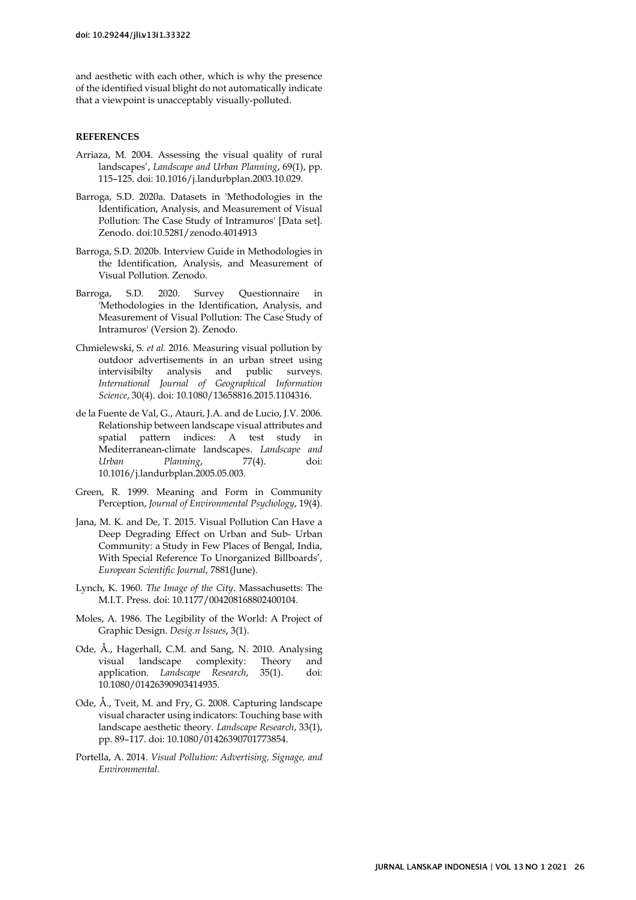and aesthetic with each other, which is why the presence of the identified visual blight do not automatically indicate that a viewpoint is unacceptably visually-polluted.

## REFERENCES

Arriaza, M. 2004. Assessing the visual quality of rural landscapes', *Landscape and Urban Planning*, 69(1), pp. 115–125. doi: 10.1016/j.landurbplan.2003.10.029.

Barroga, S.D. 2020a. Datasets in 'Methodologies in the Identification, Analysis, and Measurement of Visual Pollution: The Case Study of Intramuros' [Data set]. Zenodo. doi:10.5281/zenodo.4014913

Barroga, S.D. 2020b. Interview Guide in Methodologies in the Identification, Analysis, and Measurement of Visual Pollution. Zenodo.

Barroga, S.D. 2020. Survey Questionnaire in 'Methodologies in the Identification, Analysis, and Measurement of Visual Pollution: The Case Study of Intramuros' (Version 2). Zenodo.

Chmielewski, S. *et al.* 2016. Measuring visual pollution by outdoor advertisements in an urban street using intervisibilty analysis and public surveys. *International Journal of Geographical Information Science*, 30(4). doi: 10.1080/13658816.2015.1104316.

de la Fuente de Val, G., Atauri, J.A. and de Lucio, J.V. 2006. Relationship between landscape visual attributes and spatial pattern indices: A test study in Mediterranean-climate landscapes. *Landscape and Urban Planning*, 77(4). doi: 10.1016/j.landurbplan.2005.05.003.

Green, R. 1999. Meaning and Form in Community Perception, *Journal of Environmental Psychology*, 19(4).

Jana, M. K. and De, T. 2015. Visual Pollution Can Have a Deep Degrading Effect on Urban and Sub- Urban Community: a Study in Few Places of Bengal, India, With Special Reference To Unorganized Billboards', *European Scientific Journal*, 7881(June).

Lynch, K. 1960. *The Image of the City*. Massachusetts: The M.I.T. Press. doi: 10.1177/004208168802400104.

Moles, A. 1986. The Legibility of the World: A Project of Graphic Design. *Desig.n Issues*, 3(1).

Ode, Å., Hagerhall, C.M. and Sang, N. 2010. Analysing visual landscape complexity: Theory and application. *Landscape Research*, 35(1). doi: 10.1080/01426390903414935.

Ode, Å., Tveit, M. and Fry, G. 2008. Capturing landscape visual character using indicators: Touching base with landscape aesthetic theory. *Landscape Research*, 33(1), pp. 89–117. doi: 10.1080/01426390701773854.

Portella, A. 2014. *Visual Pollution: Advertising, Signage, and Environmental*.